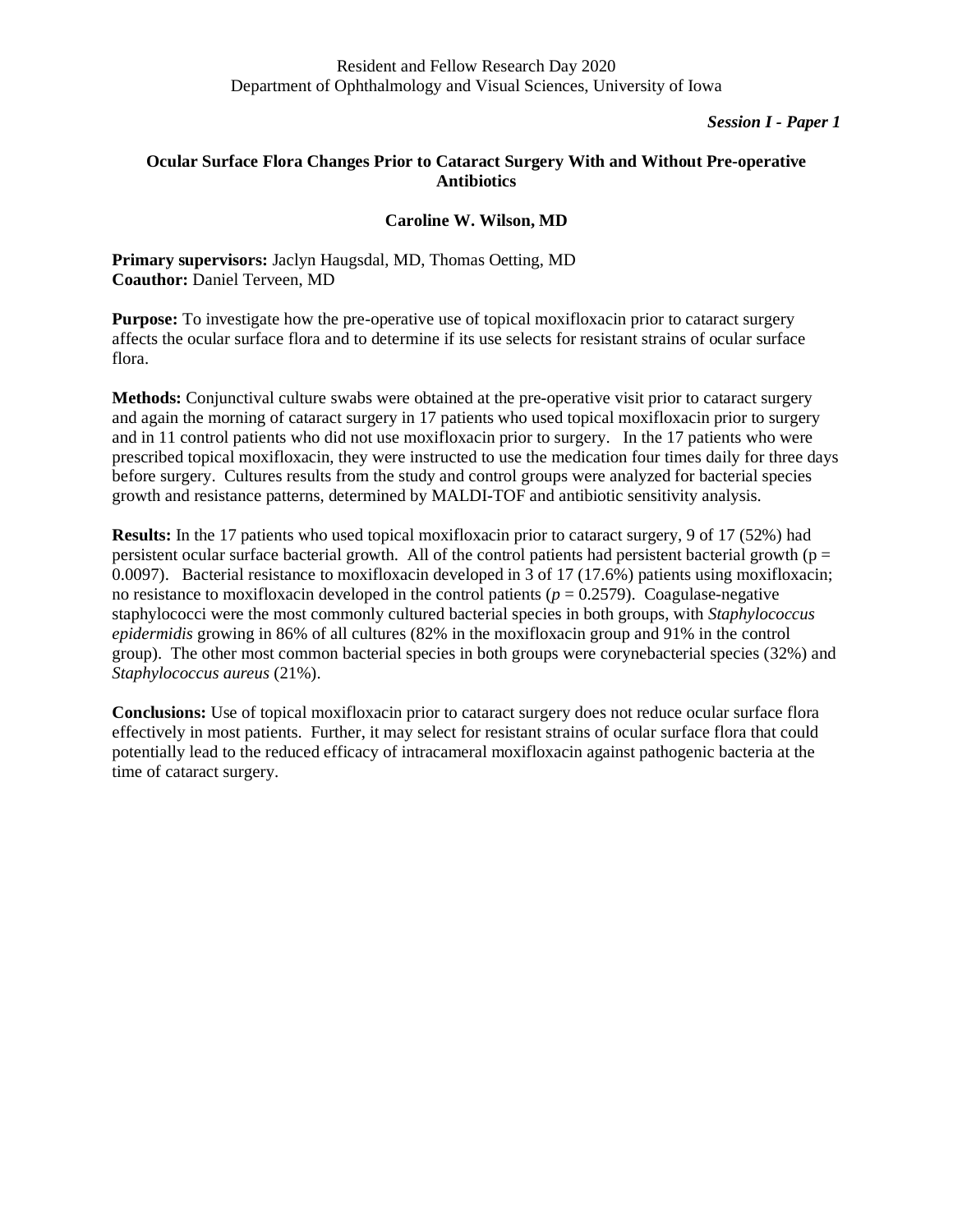Resident and Fellow Research Day 2020
Department of Ophthalmology and Visual Sciences, University of Iowa

***Session I - Paper 1***

## Ocular Surface Flora Changes Prior to Cataract Surgery With and Without Pre-operative Antibiotics

**Caroline W. Wilson, MD**

**Primary supervisors:** Jaclyn Haugsdal, MD, Thomas Oetting, MD
**Coauthor:** Daniel Terveen, MD

**Purpose:** To investigate how the pre-operative use of topical moxifloxacin prior to cataract surgery affects the ocular surface flora and to determine if its use selects for resistant strains of ocular surface flora.

**Methods:** Conjunctival culture swabs were obtained at the pre-operative visit prior to cataract surgery and again the morning of cataract surgery in 17 patients who used topical moxifloxacin prior to surgery and in 11 control patients who did not use moxifloxacin prior to surgery. In the 17 patients who were prescribed topical moxifloxacin, they were instructed to use the medication four times daily for three days before surgery. Cultures results from the study and control groups were analyzed for bacterial species growth and resistance patterns, determined by MALDI-TOF and antibiotic sensitivity analysis.

**Results:** In the 17 patients who used topical moxifloxacin prior to cataract surgery, 9 of 17 (52%) had persistent ocular surface bacterial growth. All of the control patients had persistent bacterial growth ($p = 0.0097$). Bacterial resistance to moxifloxacin developed in 3 of 17 (17.6%) patients using moxifloxacin; no resistance to moxifloxacin developed in the control patients ($p = 0.2579$). Coagulase-negative staphylococci were the most commonly cultured bacterial species in both groups, with *Staphylococcus epidermidis* growing in 86% of all cultures (82% in the moxifloxacin group and 91% in the control group). The other most common bacterial species in both groups were corynebacterial species (32%) and *Staphylococcus aureus* (21%).

**Conclusions:** Use of topical moxifloxacin prior to cataract surgery does not reduce ocular surface flora effectively in most patients. Further, it may select for resistant strains of ocular surface flora that could potentially lead to the reduced efficacy of intracameral moxifloxacin against pathogenic bacteria at the time of cataract surgery.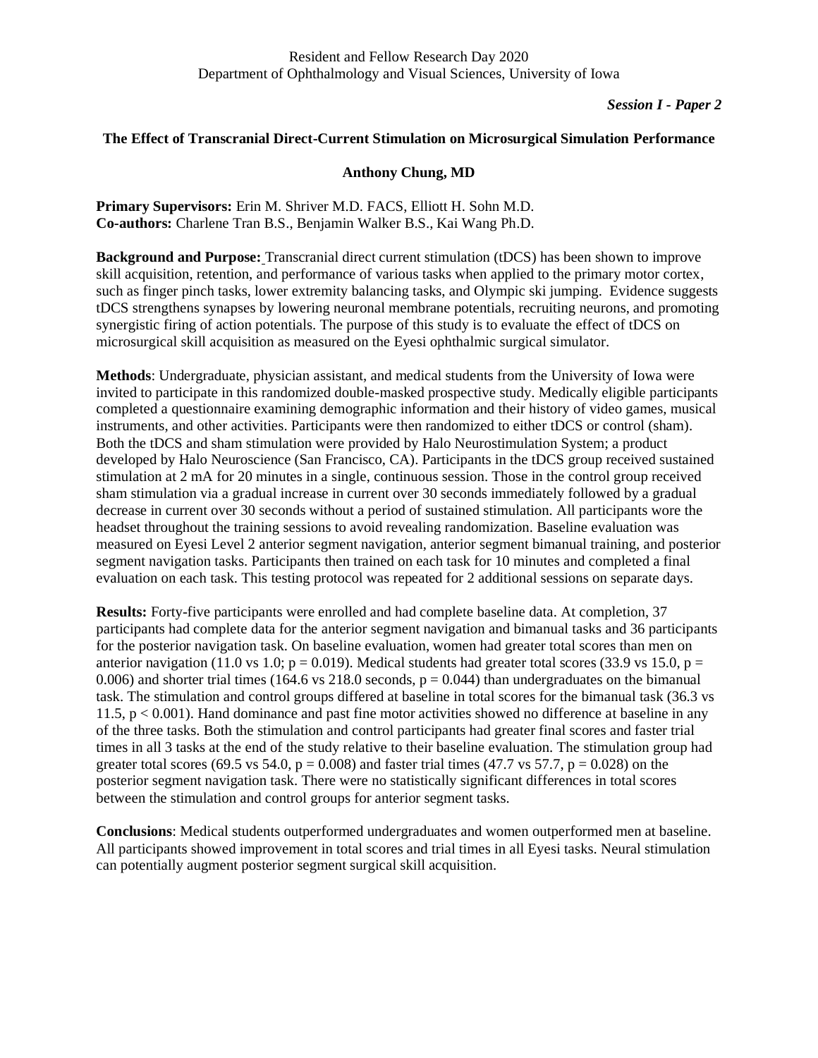*Session I - Paper 2*

### The Effect of Transcranial Direct-Current Stimulation on Microsurgical Simulation Performance

**Anthony Chung, MD**

**Primary Supervisors:** Erin M. Shriver M.D. FACS, Elliott H. Sohn M.D.
**Co-authors:** Charlene Tran B.S., Benjamin Walker B.S., Kai Wang Ph.D.

**Background and Purpose:** Transcranial direct current stimulation (tDCS) has been shown to improve skill acquisition, retention, and performance of various tasks when applied to the primary motor cortex, such as finger pinch tasks, lower extremity balancing tasks, and Olympic ski jumping. Evidence suggests tDCS strengthens synapses by lowering neuronal membrane potentials, recruiting neurons, and promoting synergistic firing of action potentials. The purpose of this study is to evaluate the effect of tDCS on microsurgical skill acquisition as measured on the Eyesi ophthalmic surgical simulator.

**Methods**: Undergraduate, physician assistant, and medical students from the University of Iowa were invited to participate in this randomized double-masked prospective study. Medically eligible participants completed a questionnaire examining demographic information and their history of video games, musical instruments, and other activities. Participants were then randomized to either tDCS or control (sham). Both the tDCS and sham stimulation were provided by Halo Neurostimulation System; a product developed by Halo Neuroscience (San Francisco, CA). Participants in the tDCS group received sustained stimulation at 2 mA for 20 minutes in a single, continuous session. Those in the control group received sham stimulation via a gradual increase in current over 30 seconds immediately followed by a gradual decrease in current over 30 seconds without a period of sustained stimulation. All participants wore the headset throughout the training sessions to avoid revealing randomization. Baseline evaluation was measured on Eyesi Level 2 anterior segment navigation, anterior segment bimanual training, and posterior segment navigation tasks. Participants then trained on each task for 10 minutes and completed a final evaluation on each task. This testing protocol was repeated for 2 additional sessions on separate days.

**Results:** Forty-five participants were enrolled and had complete baseline data. At completion, 37 participants had complete data for the anterior segment navigation and bimanual tasks and 36 participants for the posterior navigation task. On baseline evaluation, women had greater total scores than men on anterior navigation (11.0 vs 1.0; $p = 0.019$). Medical students had greater total scores (33.9 vs 15.0, $p = 0.006$) and shorter trial times (164.6 vs 218.0 seconds, $p = 0.044$) than undergraduates on the bimanual task. The stimulation and control groups differed at baseline in total scores for the bimanual task (36.3 vs 11.5, $p < 0.001$). Hand dominance and past fine motor activities showed no difference at baseline in any of the three tasks. Both the stimulation and control participants had greater final scores and faster trial times in all 3 tasks at the end of the study relative to their baseline evaluation. The stimulation group had greater total scores (69.5 vs 54.0, $p = 0.008$) and faster trial times (47.7 vs 57.7, $p = 0.028$) on the posterior segment navigation task. There were no statistically significant differences in total scores between the stimulation and control groups for anterior segment tasks.

**Conclusions**: Medical students outperformed undergraduates and women outperformed men at baseline. All participants showed improvement in total scores and trial times in all Eyesi tasks. Neural stimulation can potentially augment posterior segment surgical skill acquisition.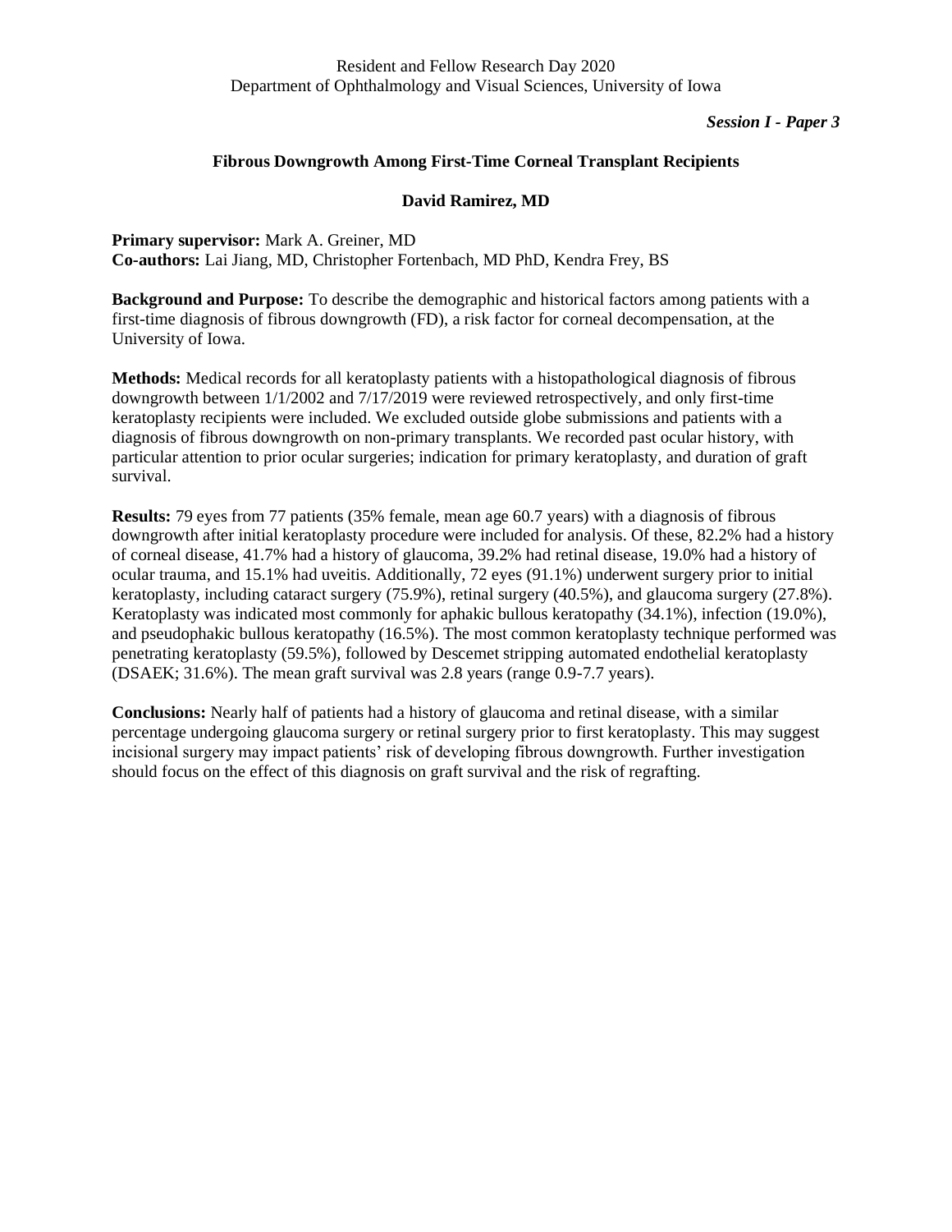*Session I - Paper 3*

## Fibrous Downgrowth Among First-Time Corneal Transplant Recipients

**David Ramirez, MD**

**Primary supervisor:** Mark A. Greiner, MD
**Co-authors:** Lai Jiang, MD, Christopher Fortenbach, MD PhD, Kendra Frey, BS

**Background and Purpose:** To describe the demographic and historical factors among patients with a first-time diagnosis of fibrous downgrowth (FD), a risk factor for corneal decompensation, at the University of Iowa.

**Methods:** Medical records for all keratoplasty patients with a histopathological diagnosis of fibrous downgrowth between 1/1/2002 and 7/17/2019 were reviewed retrospectively, and only first-time keratoplasty recipients were included. We excluded outside globe submissions and patients with a diagnosis of fibrous downgrowth on non-primary transplants. We recorded past ocular history, with particular attention to prior ocular surgeries; indication for primary keratoplasty, and duration of graft survival.

**Results:** 79 eyes from 77 patients (35% female, mean age 60.7 years) with a diagnosis of fibrous downgrowth after initial keratoplasty procedure were included for analysis. Of these, 82.2% had a history of corneal disease, 41.7% had a history of glaucoma, 39.2% had retinal disease, 19.0% had a history of ocular trauma, and 15.1% had uveitis. Additionally, 72 eyes (91.1%) underwent surgery prior to initial keratoplasty, including cataract surgery (75.9%), retinal surgery (40.5%), and glaucoma surgery (27.8%). Keratoplasty was indicated most commonly for aphakic bullous keratopathy (34.1%), infection (19.0%), and pseudophakic bullous keratopathy (16.5%). The most common keratoplasty technique performed was penetrating keratoplasty (59.5%), followed by Descemet stripping automated endothelial keratoplasty (DSAEK; 31.6%). The mean graft survival was 2.8 years (range 0.9-7.7 years).

**Conclusions:** Nearly half of patients had a history of glaucoma and retinal disease, with a similar percentage undergoing glaucoma surgery or retinal surgery prior to first keratoplasty. This may suggest incisional surgery may impact patients' risk of developing fibrous downgrowth. Further investigation should focus on the effect of this diagnosis on graft survival and the risk of regrafting.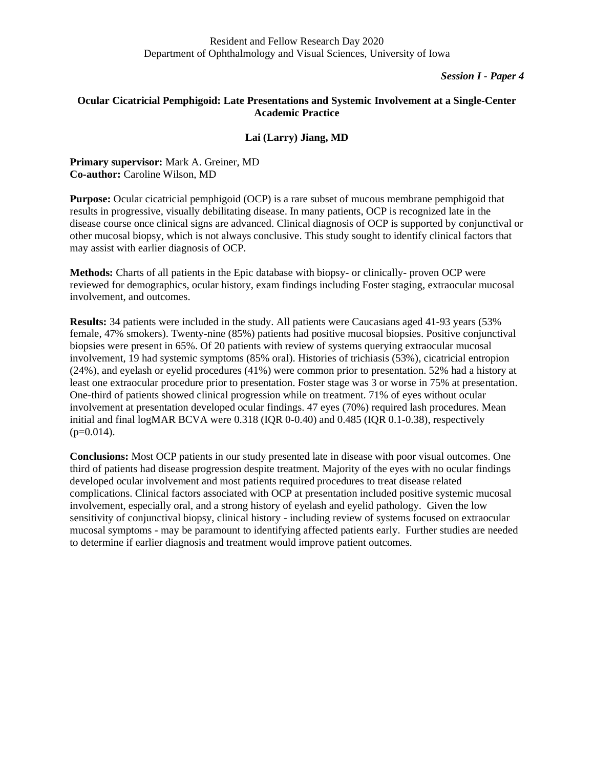*Session I - Paper 4*

## Ocular Cicatricial Pemphigoid: Late Presentations and Systemic Involvement at a Single-Center Academic Practice

**Lai (Larry) Jiang, MD**

**Primary supervisor:** Mark A. Greiner, MD
**Co-author:** Caroline Wilson, MD

**Purpose:** Ocular cicatricial pemphigoid (OCP) is a rare subset of mucous membrane pemphigoid that results in progressive, visually debilitating disease. In many patients, OCP is recognized late in the disease course once clinical signs are advanced. Clinical diagnosis of OCP is supported by conjunctival or other mucosal biopsy, which is not always conclusive. This study sought to identify clinical factors that may assist with earlier diagnosis of OCP.

**Methods:** Charts of all patients in the Epic database with biopsy- or clinically- proven OCP were reviewed for demographics, ocular history, exam findings including Foster staging, extraocular mucosal involvement, and outcomes.

**Results:** 34 patients were included in the study. All patients were Caucasians aged 41-93 years (53% female, 47% smokers). Twenty-nine (85%) patients had positive mucosal biopsies. Positive conjunctival biopsies were present in 65%. Of 20 patients with review of systems querying extraocular mucosal involvement, 19 had systemic symptoms (85% oral). Histories of trichiasis (53%), cicatricial entropion (24%), and eyelash or eyelid procedures (41%) were common prior to presentation. 52% had a history at least one extraocular procedure prior to presentation. Foster stage was 3 or worse in 75% at presentation. One-third of patients showed clinical progression while on treatment. 71% of eyes without ocular involvement at presentation developed ocular findings. 47 eyes (70%) required lash procedures. Mean initial and final logMAR BCVA were 0.318 (IQR 0-0.40) and 0.485 (IQR 0.1-0.38), respectively ($p=0.014$).

**Conclusions:** Most OCP patients in our study presented late in disease with poor visual outcomes. One third of patients had disease progression despite treatment. Majority of the eyes with no ocular findings developed ocular involvement and most patients required procedures to treat disease related complications. Clinical factors associated with OCP at presentation included positive systemic mucosal involvement, especially oral, and a strong history of eyelash and eyelid pathology. Given the low sensitivity of conjunctival biopsy, clinical history - including review of systems focused on extraocular mucosal symptoms - may be paramount to identifying affected patients early. Further studies are needed to determine if earlier diagnosis and treatment would improve patient outcomes.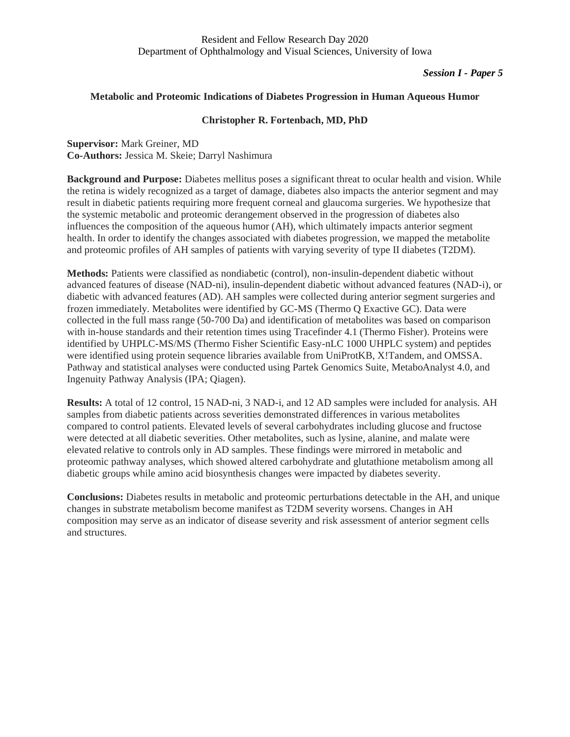*Session I - Paper 5*

## Metabolic and Proteomic Indications of Diabetes Progression in Human Aqueous Humor

**Christopher R. Fortenbach, MD, PhD**

**Supervisor:** Mark Greiner, MD
**Co-Authors:** Jessica M. Skeie; Darryl Nashimura

**Background and Purpose:** Diabetes mellitus poses a significant threat to ocular health and vision. While the retina is widely recognized as a target of damage, diabetes also impacts the anterior segment and may result in diabetic patients requiring more frequent corneal and glaucoma surgeries. We hypothesize that the systemic metabolic and proteomic derangement observed in the progression of diabetes also influences the composition of the aqueous humor (AH), which ultimately impacts anterior segment health. In order to identify the changes associated with diabetes progression, we mapped the metabolite and proteomic profiles of AH samples of patients with varying severity of type II diabetes (T2DM).

**Methods:** Patients were classified as nondiabetic (control), non-insulin-dependent diabetic without advanced features of disease (NAD-ni), insulin-dependent diabetic without advanced features (NAD-i), or diabetic with advanced features (AD). AH samples were collected during anterior segment surgeries and frozen immediately. Metabolites were identified by GC-MS (Thermo Q Exactive GC). Data were collected in the full mass range (50-700 Da) and identification of metabolites was based on comparison with in-house standards and their retention times using Tracefinder 4.1 (Thermo Fisher). Proteins were identified by UHPLC-MS/MS (Thermo Fisher Scientific Easy-nLC 1000 UHPLC system) and peptides were identified using protein sequence libraries available from UniProtKB, X!Tandem, and OMSSA. Pathway and statistical analyses were conducted using Partek Genomics Suite, MetaboAnalyst 4.0, and Ingenuity Pathway Analysis (IPA; Qiagen).

**Results:** A total of 12 control, 15 NAD-ni, 3 NAD-i, and 12 AD samples were included for analysis. AH samples from diabetic patients across severities demonstrated differences in various metabolites compared to control patients. Elevated levels of several carbohydrates including glucose and fructose were detected at all diabetic severities. Other metabolites, such as lysine, alanine, and malate were elevated relative to controls only in AD samples. These findings were mirrored in metabolic and proteomic pathway analyses, which showed altered carbohydrate and glutathione metabolism among all diabetic groups while amino acid biosynthesis changes were impacted by diabetes severity.

**Conclusions:** Diabetes results in metabolic and proteomic perturbations detectable in the AH, and unique changes in substrate metabolism become manifest as T2DM severity worsens. Changes in AH composition may serve as an indicator of disease severity and risk assessment of anterior segment cells and structures.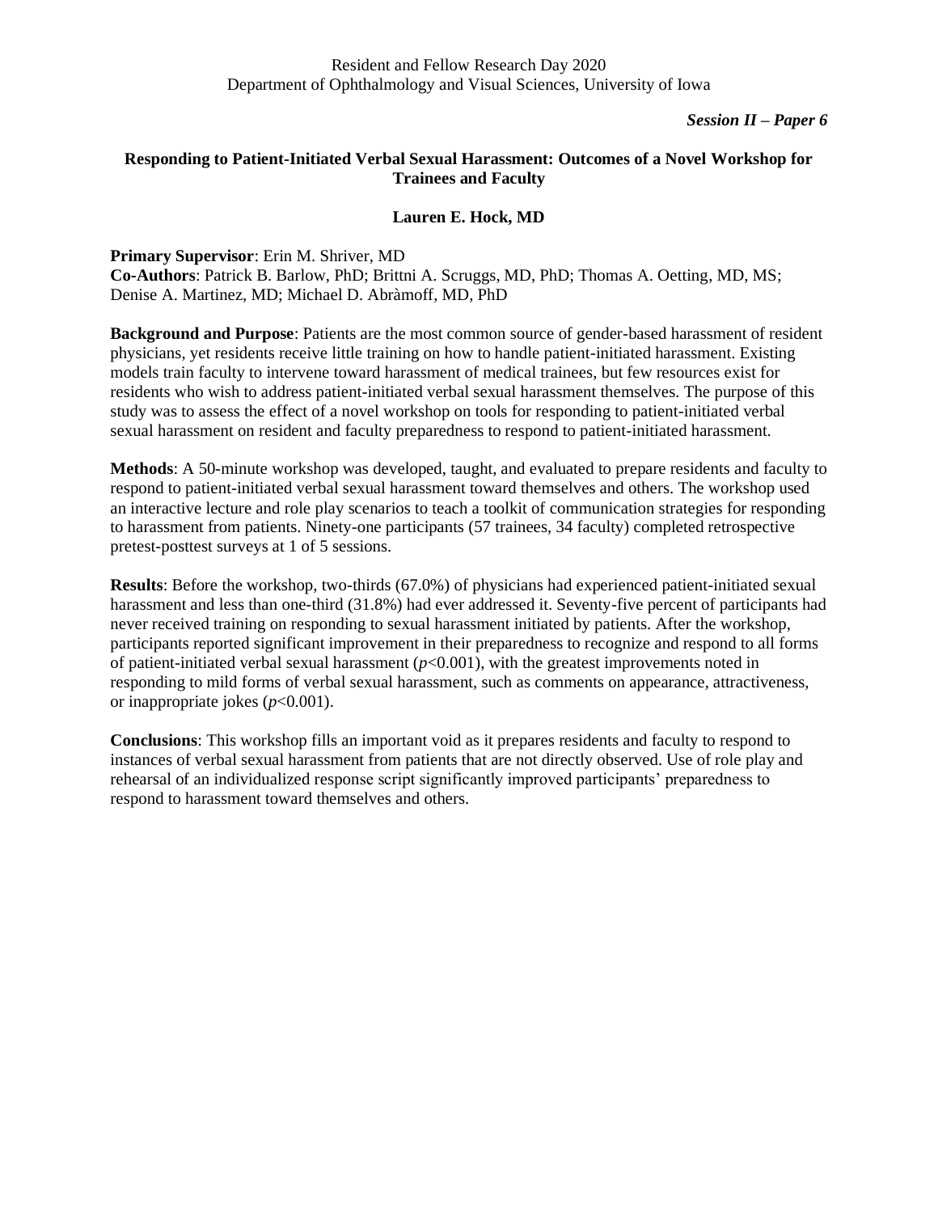*Session II – Paper 6*

## Responding to Patient-Initiated Verbal Sexual Harassment: Outcomes of a Novel Workshop for Trainees and Faculty

**Lauren E. Hock, MD**

**Primary Supervisor**: Erin M. Shriver, MD
**Co-Authors**: Patrick B. Barlow, PhD; Brittni A. Scruggs, MD, PhD; Thomas A. Oetting, MD, MS; Denise A. Martinez, MD; Michael D. Abràmoff, MD, PhD

**Background and Purpose**: Patients are the most common source of gender-based harassment of resident physicians, yet residents receive little training on how to handle patient-initiated harassment. Existing models train faculty to intervene toward harassment of medical trainees, but few resources exist for residents who wish to address patient-initiated verbal sexual harassment themselves. The purpose of this study was to assess the effect of a novel workshop on tools for responding to patient-initiated verbal sexual harassment on resident and faculty preparedness to respond to patient-initiated harassment.

**Methods**: A 50-minute workshop was developed, taught, and evaluated to prepare residents and faculty to respond to patient-initiated verbal sexual harassment toward themselves and others. The workshop used an interactive lecture and role play scenarios to teach a toolkit of communication strategies for responding to harassment from patients. Ninety-one participants (57 trainees, 34 faculty) completed retrospective pretest-posttest surveys at 1 of 5 sessions.

**Results**: Before the workshop, two-thirds (67.0%) of physicians had experienced patient-initiated sexual harassment and less than one-third (31.8%) had ever addressed it. Seventy-five percent of participants had never received training on responding to sexual harassment initiated by patients. After the workshop, participants reported significant improvement in their preparedness to recognize and respond to all forms of patient-initiated verbal sexual harassment ($p<0.001$), with the greatest improvements noted in responding to mild forms of verbal sexual harassment, such as comments on appearance, attractiveness, or inappropriate jokes ($p<0.001$).

**Conclusions**: This workshop fills an important void as it prepares residents and faculty to respond to instances of verbal sexual harassment from patients that are not directly observed. Use of role play and rehearsal of an individualized response script significantly improved participants' preparedness to respond to harassment toward themselves and others.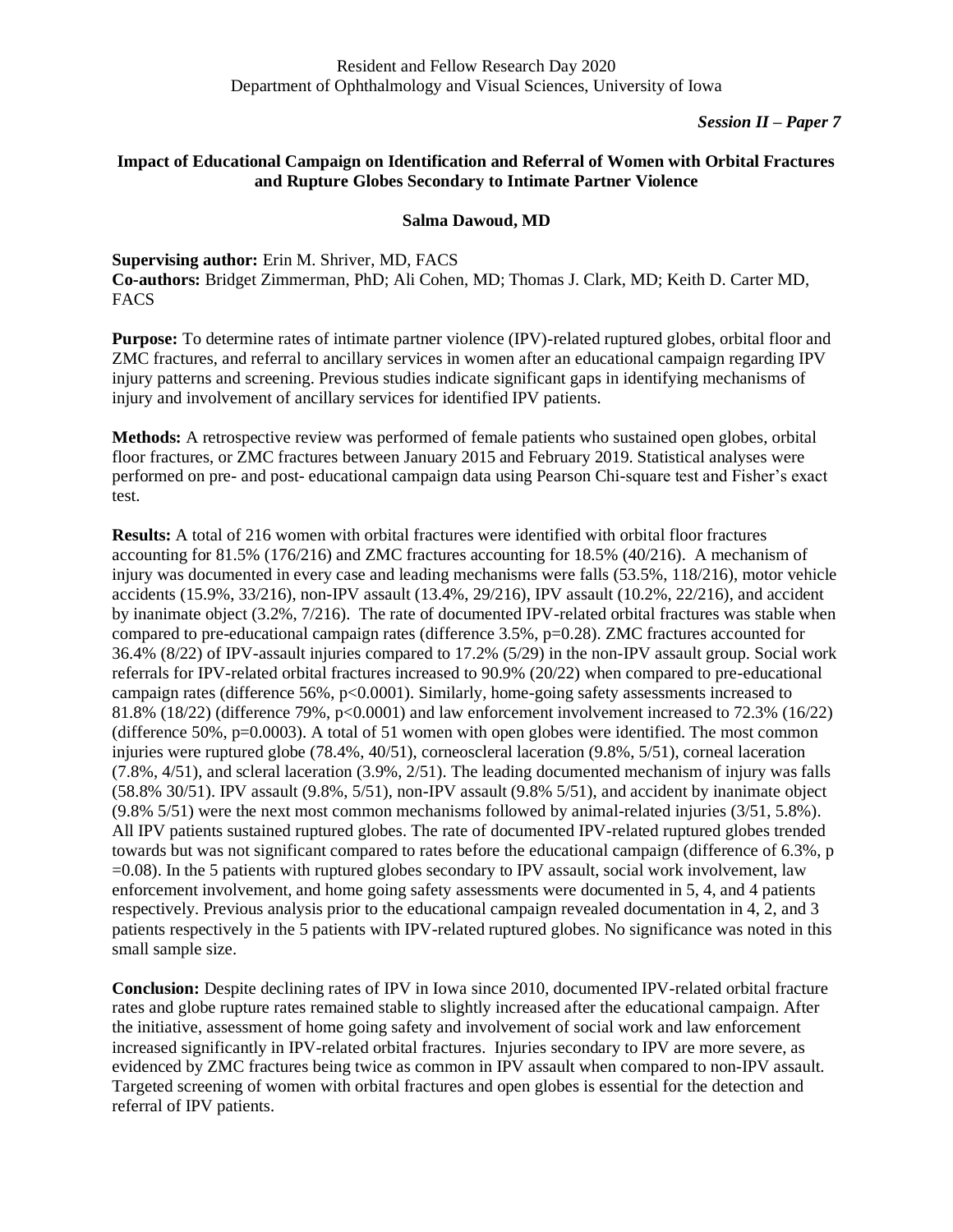Resident and Fellow Research Day 2020
Department of Ophthalmology and Visual Sciences, University of Iowa

***Session II – Paper 7***

## Impact of Educational Campaign on Identification and Referral of Women with Orbital Fractures and Rupture Globes Secondary to Intimate Partner Violence

**Salma Dawoud, MD**

**Supervising author:** Erin M. Shriver, MD, FACS
**Co-authors:** Bridget Zimmerman, PhD; Ali Cohen, MD; Thomas J. Clark, MD; Keith D. Carter MD, FACS

**Purpose:** To determine rates of intimate partner violence (IPV)-related ruptured globes, orbital floor and ZMC fractures, and referral to ancillary services in women after an educational campaign regarding IPV injury patterns and screening. Previous studies indicate significant gaps in identifying mechanisms of injury and involvement of ancillary services for identified IPV patients.

**Methods:** A retrospective review was performed of female patients who sustained open globes, orbital floor fractures, or ZMC fractures between January 2015 and February 2019. Statistical analyses were performed on pre- and post- educational campaign data using Pearson Chi-square test and Fisher's exact test.

**Results:** A total of 216 women with orbital fractures were identified with orbital floor fractures accounting for 81.5% (176/216) and ZMC fractures accounting for 18.5% (40/216). A mechanism of injury was documented in every case and leading mechanisms were falls (53.5%, 118/216), motor vehicle accidents (15.9%, 33/216), non-IPV assault (13.4%, 29/216), IPV assault (10.2%, 22/216), and accident by inanimate object (3.2%, 7/216). The rate of documented IPV-related orbital fractures was stable when compared to pre-educational campaign rates (difference 3.5%, $p=0.28$). ZMC fractures accounted for 36.4% (8/22) of IPV-assault injuries compared to 17.2% (5/29) in the non-IPV assault group. Social work referrals for IPV-related orbital fractures increased to 90.9% (20/22) when compared to pre-educational campaign rates (difference 56%, $p<0.0001$). Similarly, home-going safety assessments increased to 81.8% (18/22) (difference 79%, $p<0.0001$) and law enforcement involvement increased to 72.3% (16/22) (difference 50%, $p=0.0003$). A total of 51 women with open globes were identified. The most common injuries were ruptured globe (78.4%, 40/51), corneoscleral laceration (9.8%, 5/51), corneal laceration (7.8%, 4/51), and scleral laceration (3.9%, 2/51). The leading documented mechanism of injury was falls (58.8% 30/51). IPV assault (9.8%, 5/51), non-IPV assault (9.8% 5/51), and accident by inanimate object (9.8% 5/51) were the next most common mechanisms followed by animal-related injuries (3/51, 5.8%). All IPV patients sustained ruptured globes. The rate of documented IPV-related ruptured globes trended towards but was not significant compared to rates before the educational campaign (difference of 6.3%, $p=0.08$). In the 5 patients with ruptured globes secondary to IPV assault, social work involvement, law enforcement involvement, and home going safety assessments were documented in 5, 4, and 4 patients respectively. Previous analysis prior to the educational campaign revealed documentation in 4, 2, and 3 patients respectively in the 5 patients with IPV-related ruptured globes. No significance was noted in this small sample size.

**Conclusion:** Despite declining rates of IPV in Iowa since 2010, documented IPV-related orbital fracture rates and globe rupture rates remained stable to slightly increased after the educational campaign. After the initiative, assessment of home going safety and involvement of social work and law enforcement increased significantly in IPV-related orbital fractures. Injuries secondary to IPV are more severe, as evidenced by ZMC fractures being twice as common in IPV assault when compared to non-IPV assault. Targeted screening of women with orbital fractures and open globes is essential for the detection and referral of IPV patients.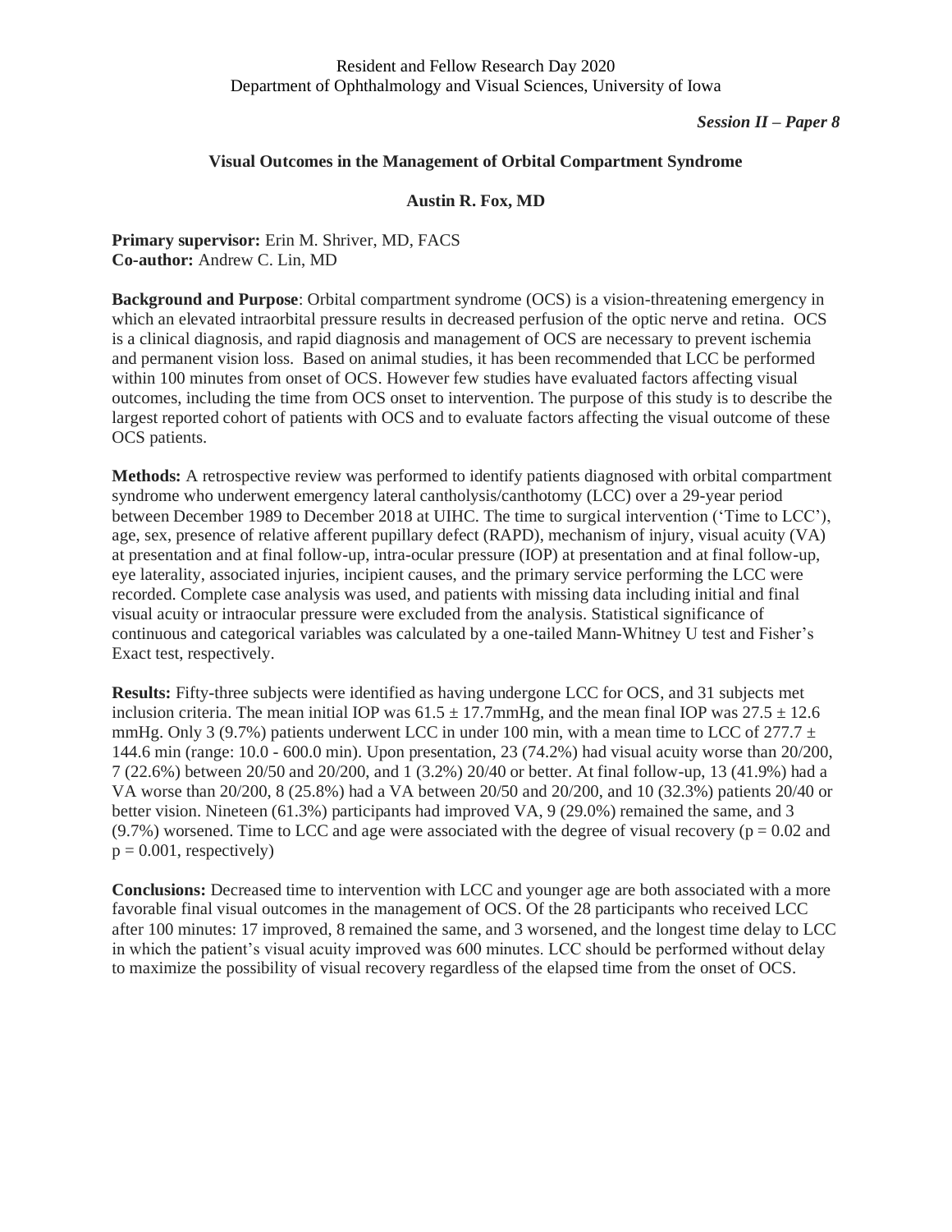*Session II – Paper 8*

## Visual Outcomes in the Management of Orbital Compartment Syndrome

**Austin R. Fox, MD**

**Primary supervisor:** Erin M. Shriver, MD, FACS
**Co-author:** Andrew C. Lin, MD

**Background and Purpose**: Orbital compartment syndrome (OCS) is a vision-threatening emergency in which an elevated intraorbital pressure results in decreased perfusion of the optic nerve and retina. OCS is a clinical diagnosis, and rapid diagnosis and management of OCS are necessary to prevent ischemia and permanent vision loss. Based on animal studies, it has been recommended that LCC be performed within 100 minutes from onset of OCS. However few studies have evaluated factors affecting visual outcomes, including the time from OCS onset to intervention. The purpose of this study is to describe the largest reported cohort of patients with OCS and to evaluate factors affecting the visual outcome of these OCS patients.

**Methods:** A retrospective review was performed to identify patients diagnosed with orbital compartment syndrome who underwent emergency lateral cantholysis/canthotomy (LCC) over a 29-year period between December 1989 to December 2018 at UIHC. The time to surgical intervention ('Time to LCC'), age, sex, presence of relative afferent pupillary defect (RAPD), mechanism of injury, visual acuity (VA) at presentation and at final follow-up, intra-ocular pressure (IOP) at presentation and at final follow-up, eye laterality, associated injuries, incipient causes, and the primary service performing the LCC were recorded. Complete case analysis was used, and patients with missing data including initial and final visual acuity or intraocular pressure were excluded from the analysis. Statistical significance of continuous and categorical variables was calculated by a one-tailed Mann-Whitney U test and Fisher's Exact test, respectively.

**Results:** Fifty-three subjects were identified as having undergone LCC for OCS, and 31 subjects met inclusion criteria. The mean initial IOP was $61.5 \pm 17.7$mmHg, and the mean final IOP was $27.5 \pm 12.6$ mmHg. Only 3 (9.7%) patients underwent LCC in under 100 min, with a mean time to LCC of $277.7 \pm 144.6$ min (range: 10.0 - 600.0 min). Upon presentation, 23 (74.2%) had visual acuity worse than 20/200, 7 (22.6%) between 20/50 and 20/200, and 1 (3.2%) 20/40 or better. At final follow-up, 13 (41.9%) had a VA worse than 20/200, 8 (25.8%) had a VA between 20/50 and 20/200, and 10 (32.3%) patients 20/40 or better vision. Nineteen (61.3%) participants had improved VA, 9 (29.0%) remained the same, and 3 (9.7%) worsened. Time to LCC and age were associated with the degree of visual recovery ($p = 0.02$ and $p = 0.001$, respectively)

**Conclusions:** Decreased time to intervention with LCC and younger age are both associated with a more favorable final visual outcomes in the management of OCS. Of the 28 participants who received LCC after 100 minutes: 17 improved, 8 remained the same, and 3 worsened, and the longest time delay to LCC in which the patient's visual acuity improved was 600 minutes. LCC should be performed without delay to maximize the possibility of visual recovery regardless of the elapsed time from the onset of OCS.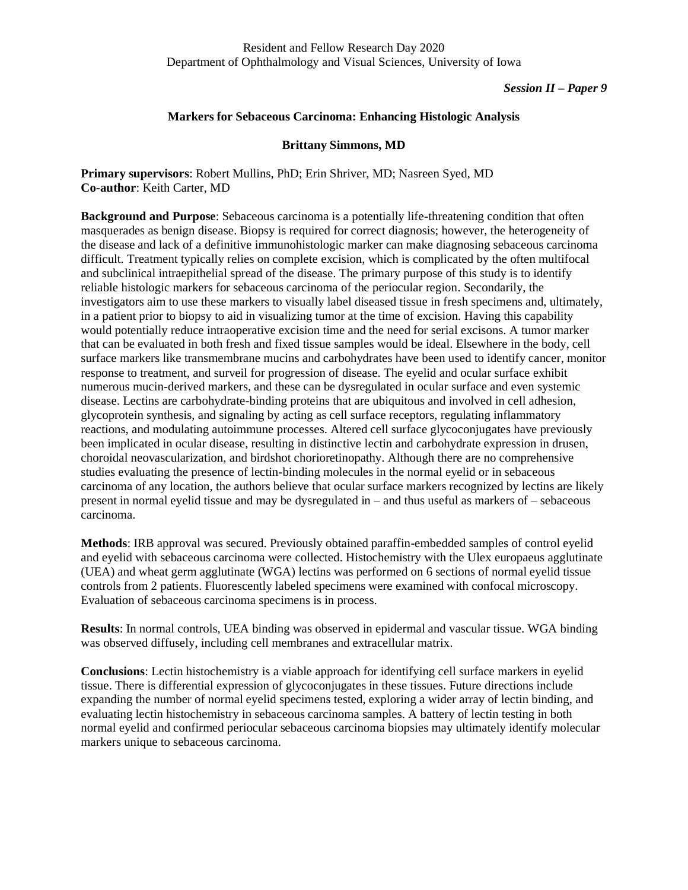*Session II – Paper 9*

### Markers for Sebaceous Carcinoma: Enhancing Histologic Analysis

**Brittany Simmons, MD**

**Primary supervisors**: Robert Mullins, PhD; Erin Shriver, MD; Nasreen Syed, MD
**Co-author**: Keith Carter, MD

**Background and Purpose**: Sebaceous carcinoma is a potentially life-threatening condition that often masquerades as benign disease. Biopsy is required for correct diagnosis; however, the heterogeneity of the disease and lack of a definitive immunohistologic marker can make diagnosing sebaceous carcinoma difficult. Treatment typically relies on complete excision, which is complicated by the often multifocal and subclinical intraepithelial spread of the disease. The primary purpose of this study is to identify reliable histologic markers for sebaceous carcinoma of the periocular region. Secondarily, the investigators aim to use these markers to visually label diseased tissue in fresh specimens and, ultimately, in a patient prior to biopsy to aid in visualizing tumor at the time of excision. Having this capability would potentially reduce intraoperative excision time and the need for serial excisons. A tumor marker that can be evaluated in both fresh and fixed tissue samples would be ideal. Elsewhere in the body, cell surface markers like transmembrane mucins and carbohydrates have been used to identify cancer, monitor response to treatment, and surveil for progression of disease. The eyelid and ocular surface exhibit numerous mucin-derived markers, and these can be dysregulated in ocular surface and even systemic disease. Lectins are carbohydrate-binding proteins that are ubiquitous and involved in cell adhesion, glycoprotein synthesis, and signaling by acting as cell surface receptors, regulating inflammatory reactions, and modulating autoimmune processes. Altered cell surface glycoconjugates have previously been implicated in ocular disease, resulting in distinctive lectin and carbohydrate expression in drusen, choroidal neovascularization, and birdshot chorioretinopathy. Although there are no comprehensive studies evaluating the presence of lectin-binding molecules in the normal eyelid or in sebaceous carcinoma of any location, the authors believe that ocular surface markers recognized by lectins are likely present in normal eyelid tissue and may be dysregulated in – and thus useful as markers of – sebaceous carcinoma.

**Methods**: IRB approval was secured. Previously obtained paraffin-embedded samples of control eyelid and eyelid with sebaceous carcinoma were collected. Histochemistry with the Ulex europaeus agglutinate (UEA) and wheat germ agglutinate (WGA) lectins was performed on 6 sections of normal eyelid tissue controls from 2 patients. Fluorescently labeled specimens were examined with confocal microscopy. Evaluation of sebaceous carcinoma specimens is in process.

**Results**: In normal controls, UEA binding was observed in epidermal and vascular tissue. WGA binding was observed diffusely, including cell membranes and extracellular matrix.

**Conclusions**: Lectin histochemistry is a viable approach for identifying cell surface markers in eyelid tissue. There is differential expression of glycoconjugates in these tissues. Future directions include expanding the number of normal eyelid specimens tested, exploring a wider array of lectin binding, and evaluating lectin histochemistry in sebaceous carcinoma samples. A battery of lectin testing in both normal eyelid and confirmed periocular sebaceous carcinoma biopsies may ultimately identify molecular markers unique to sebaceous carcinoma.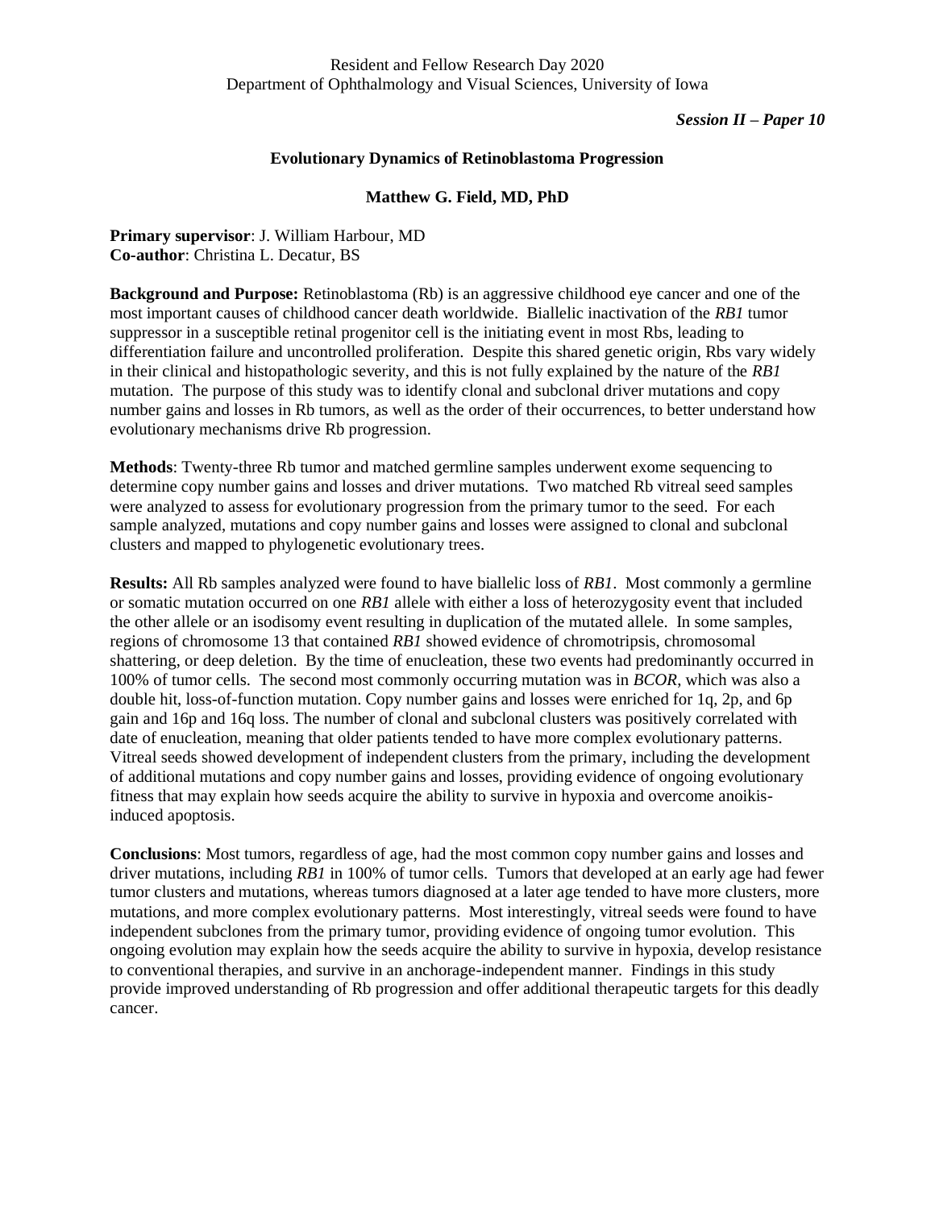Resident and Fellow Research Day 2020
Department of Ophthalmology and Visual Sciences, University of Iowa

***Session II – Paper 10***

**Evolutionary Dynamics of Retinoblastoma Progression**

**Matthew G. Field, MD, PhD**

**Primary supervisor**: J. William Harbour, MD
**Co-author**: Christina L. Decatur, BS

**Background and Purpose:** Retinoblastoma (Rb) is an aggressive childhood eye cancer and one of the most important causes of childhood cancer death worldwide. Biallelic inactivation of the *RB1* tumor suppressor in a susceptible retinal progenitor cell is the initiating event in most Rbs, leading to differentiation failure and uncontrolled proliferation. Despite this shared genetic origin, Rbs vary widely in their clinical and histopathologic severity, and this is not fully explained by the nature of the *RB1* mutation. The purpose of this study was to identify clonal and subclonal driver mutations and copy number gains and losses in Rb tumors, as well as the order of their occurrences, to better understand how evolutionary mechanisms drive Rb progression.

**Methods**: Twenty-three Rb tumor and matched germline samples underwent exome sequencing to determine copy number gains and losses and driver mutations. Two matched Rb vitreal seed samples were analyzed to assess for evolutionary progression from the primary tumor to the seed. For each sample analyzed, mutations and copy number gains and losses were assigned to clonal and subclonal clusters and mapped to phylogenetic evolutionary trees.

**Results:** All Rb samples analyzed were found to have biallelic loss of *RB1*. Most commonly a germline or somatic mutation occurred on one *RB1* allele with either a loss of heterozygosity event that included the other allele or an isodisomy event resulting in duplication of the mutated allele. In some samples, regions of chromosome 13 that contained *RB1* showed evidence of chromotripsis, chromosomal shattering, or deep deletion. By the time of enucleation, these two events had predominantly occurred in 100% of tumor cells. The second most commonly occurring mutation was in *BCOR*, which was also a double hit, loss-of-function mutation. Copy number gains and losses were enriched for 1q, 2p, and 6p gain and 16p and 16q loss. The number of clonal and subclonal clusters was positively correlated with date of enucleation, meaning that older patients tended to have more complex evolutionary patterns. Vitreal seeds showed development of independent clusters from the primary, including the development of additional mutations and copy number gains and losses, providing evidence of ongoing evolutionary fitness that may explain how seeds acquire the ability to survive in hypoxia and overcome anoikis-induced apoptosis.

**Conclusions**: Most tumors, regardless of age, had the most common copy number gains and losses and driver mutations, including *RB1* in 100% of tumor cells. Tumors that developed at an early age had fewer tumor clusters and mutations, whereas tumors diagnosed at a later age tended to have more clusters, more mutations, and more complex evolutionary patterns. Most interestingly, vitreal seeds were found to have independent subclones from the primary tumor, providing evidence of ongoing tumor evolution. This ongoing evolution may explain how the seeds acquire the ability to survive in hypoxia, develop resistance to conventional therapies, and survive in an anchorage-independent manner. Findings in this study provide improved understanding of Rb progression and offer additional therapeutic targets for this deadly cancer.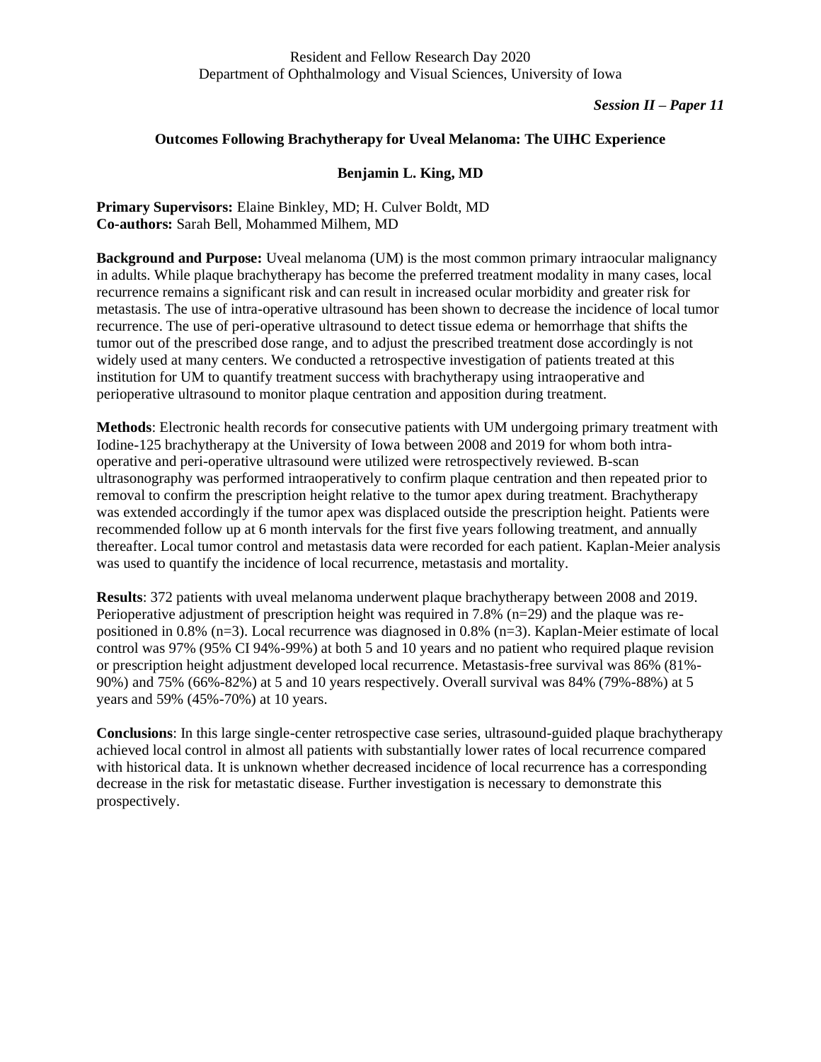*Session II – Paper 11*

## Outcomes Following Brachytherapy for Uveal Melanoma: The UIHC Experience

**Benjamin L. King, MD**

**Primary Supervisors:** Elaine Binkley, MD; H. Culver Boldt, MD
**Co-authors:** Sarah Bell, Mohammed Milhem, MD

**Background and Purpose:** Uveal melanoma (UM) is the most common primary intraocular malignancy in adults. While plaque brachytherapy has become the preferred treatment modality in many cases, local recurrence remains a significant risk and can result in increased ocular morbidity and greater risk for metastasis. The use of intra-operative ultrasound has been shown to decrease the incidence of local tumor recurrence. The use of peri-operative ultrasound to detect tissue edema or hemorrhage that shifts the tumor out of the prescribed dose range, and to adjust the prescribed treatment dose accordingly is not widely used at many centers. We conducted a retrospective investigation of patients treated at this institution for UM to quantify treatment success with brachytherapy using intraoperative and perioperative ultrasound to monitor plaque centration and apposition during treatment.

**Methods**: Electronic health records for consecutive patients with UM undergoing primary treatment with Iodine-125 brachytherapy at the University of Iowa between 2008 and 2019 for whom both intra-operative and peri-operative ultrasound were utilized were retrospectively reviewed. B-scan ultrasonography was performed intraoperatively to confirm plaque centration and then repeated prior to removal to confirm the prescription height relative to the tumor apex during treatment. Brachytherapy was extended accordingly if the tumor apex was displaced outside the prescription height. Patients were recommended follow up at 6 month intervals for the first five years following treatment, and annually thereafter. Local tumor control and metastasis data were recorded for each patient. Kaplan-Meier analysis was used to quantify the incidence of local recurrence, metastasis and mortality.

**Results**: 372 patients with uveal melanoma underwent plaque brachytherapy between 2008 and 2019. Perioperative adjustment of prescription height was required in 7.8% (n=29) and the plaque was re-positioned in 0.8% (n=3). Local recurrence was diagnosed in 0.8% (n=3). Kaplan-Meier estimate of local control was 97% (95% CI 94%-99%) at both 5 and 10 years and no patient who required plaque revision or prescription height adjustment developed local recurrence. Metastasis-free survival was 86% (81%-90%) and 75% (66%-82%) at 5 and 10 years respectively. Overall survival was 84% (79%-88%) at 5 years and 59% (45%-70%) at 10 years.

**Conclusions**: In this large single-center retrospective case series, ultrasound-guided plaque brachytherapy achieved local control in almost all patients with substantially lower rates of local recurrence compared with historical data. It is unknown whether decreased incidence of local recurrence has a corresponding decrease in the risk for metastatic disease. Further investigation is necessary to demonstrate this prospectively.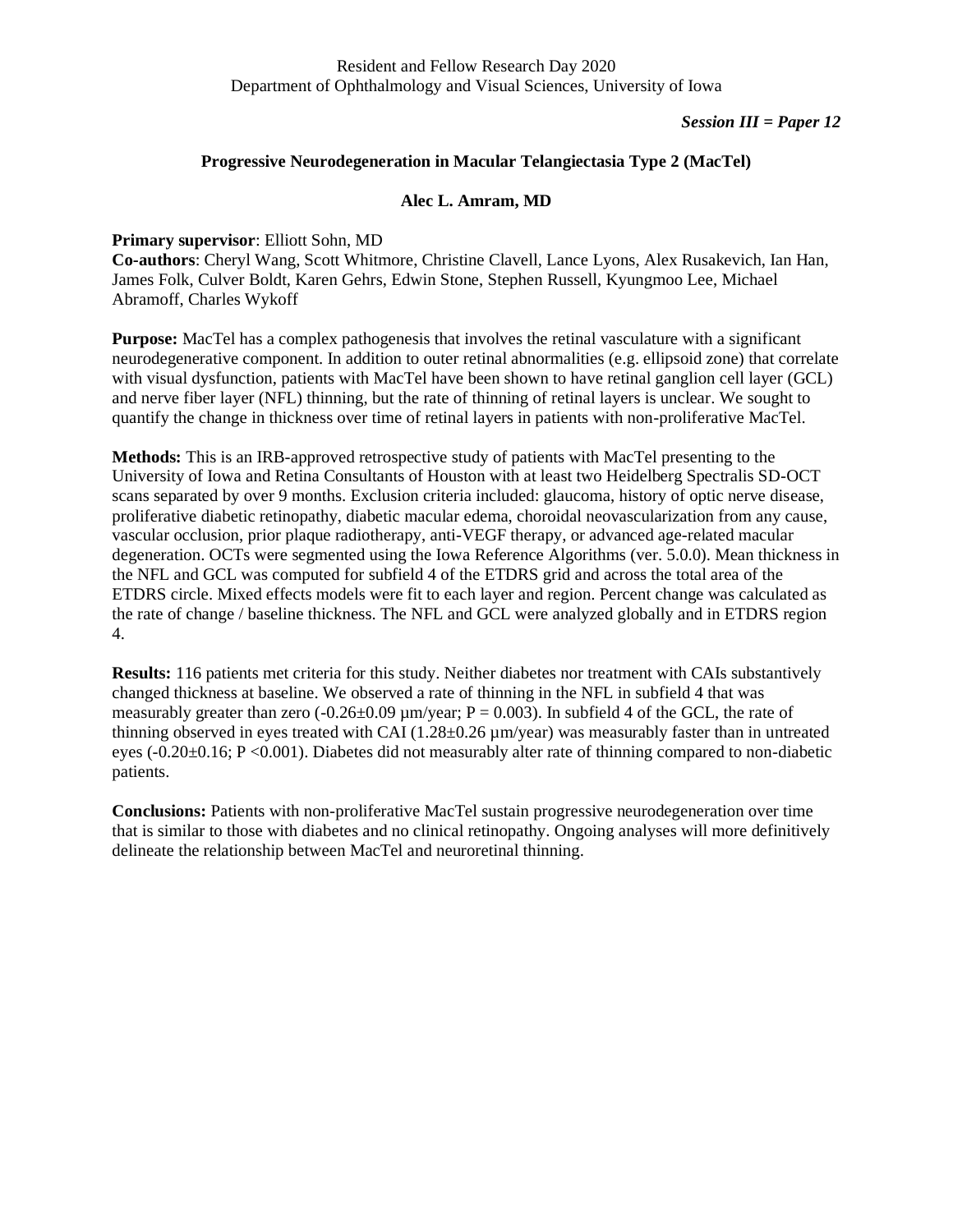Resident and Fellow Research Day 2020
Department of Ophthalmology and Visual Sciences, University of Iowa

***Session III = Paper 12***

### Progressive Neurodegeneration in Macular Telangiectasia Type 2 (MacTel)

**Alec L. Amram, MD**

**Primary supervisor**: Elliott Sohn, MD
**Co-authors**: Cheryl Wang, Scott Whitmore, Christine Clavell, Lance Lyons, Alex Rusakevich, Ian Han, James Folk, Culver Boldt, Karen Gehrs, Edwin Stone, Stephen Russell, Kyungmoo Lee, Michael Abramoff, Charles Wykoff

**Purpose:** MacTel has a complex pathogenesis that involves the retinal vasculature with a significant neurodegenerative component. In addition to outer retinal abnormalities (e.g. ellipsoid zone) that correlate with visual dysfunction, patients with MacTel have been shown to have retinal ganglion cell layer (GCL) and nerve fiber layer (NFL) thinning, but the rate of thinning of retinal layers is unclear. We sought to quantify the change in thickness over time of retinal layers in patients with non-proliferative MacTel.

**Methods:** This is an IRB-approved retrospective study of patients with MacTel presenting to the University of Iowa and Retina Consultants of Houston with at least two Heidelberg Spectralis SD-OCT scans separated by over 9 months. Exclusion criteria included: glaucoma, history of optic nerve disease, proliferative diabetic retinopathy, diabetic macular edema, choroidal neovascularization from any cause, vascular occlusion, prior plaque radiotherapy, anti-VEGF therapy, or advanced age-related macular degeneration. OCTs were segmented using the Iowa Reference Algorithms (ver. 5.0.0). Mean thickness in the NFL and GCL was computed for subfield 4 of the ETDRS grid and across the total area of the ETDRS circle. Mixed effects models were fit to each layer and region. Percent change was calculated as the rate of change / baseline thickness. The NFL and GCL were analyzed globally and in ETDRS region 4.

**Results:** 116 patients met criteria for this study. Neither diabetes nor treatment with CAIs substantively changed thickness at baseline. We observed a rate of thinning in the NFL in subfield 4 that was measurably greater than zero ($-0.26 \pm 0.09$ µm/year; $P = 0.003$). In subfield 4 of the GCL, the rate of thinning observed in eyes treated with CAI ($1.28 \pm 0.26$ µm/year) was measurably faster than in untreated eyes ($-0.20 \pm 0.16$; $P < 0.001$). Diabetes did not measurably alter rate of thinning compared to non-diabetic patients.

**Conclusions:** Patients with non-proliferative MacTel sustain progressive neurodegeneration over time that is similar to those with diabetes and no clinical retinopathy. Ongoing analyses will more definitively delineate the relationship between MacTel and neuroretinal thinning.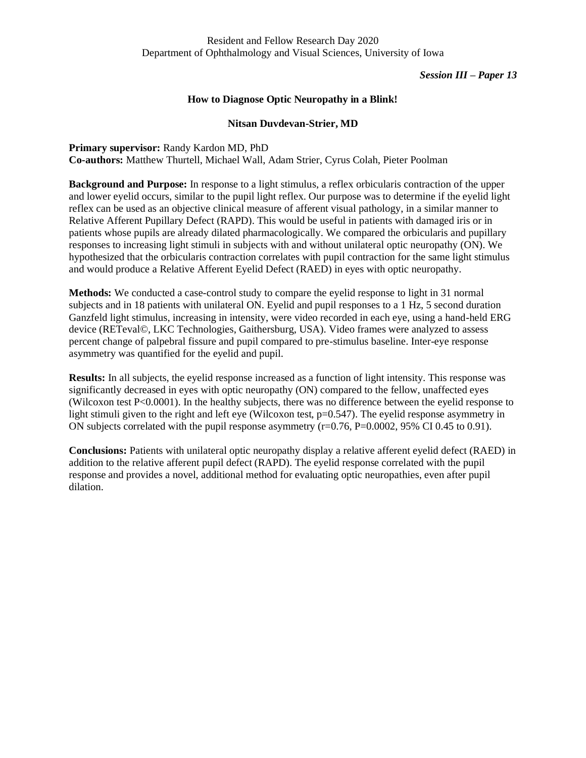*Session III – Paper 13*

## How to Diagnose Optic Neuropathy in a Blink!

**Nitsan Duvdevan-Strier, MD**

**Primary supervisor:** Randy Kardon MD, PhD
**Co-authors:** Matthew Thurtell, Michael Wall, Adam Strier, Cyrus Colah, Pieter Poolman

**Background and Purpose:** In response to a light stimulus, a reflex orbicularis contraction of the upper and lower eyelid occurs, similar to the pupil light reflex. Our purpose was to determine if the eyelid light reflex can be used as an objective clinical measure of afferent visual pathology, in a similar manner to Relative Afferent Pupillary Defect (RAPD). This would be useful in patients with damaged iris or in patients whose pupils are already dilated pharmacologically. We compared the orbicularis and pupillary responses to increasing light stimuli in subjects with and without unilateral optic neuropathy (ON). We hypothesized that the orbicularis contraction correlates with pupil contraction for the same light stimulus and would produce a Relative Afferent Eyelid Defect (RAED) in eyes with optic neuropathy.

**Methods:** We conducted a case-control study to compare the eyelid response to light in 31 normal subjects and in 18 patients with unilateral ON. Eyelid and pupil responses to a 1 Hz, 5 second duration Ganzfeld light stimulus, increasing in intensity, were video recorded in each eye, using a hand-held ERG device (RETeval©, LKC Technologies, Gaithersburg, USA). Video frames were analyzed to assess percent change of palpebral fissure and pupil compared to pre-stimulus baseline. Inter-eye response asymmetry was quantified for the eyelid and pupil.

**Results:** In all subjects, the eyelid response increased as a function of light intensity. This response was significantly decreased in eyes with optic neuropathy (ON) compared to the fellow, unaffected eyes (Wilcoxon test $P<0.0001$). In the healthy subjects, there was no difference between the eyelid response to light stimuli given to the right and left eye (Wilcoxon test, $p=0.547$). The eyelid response asymmetry in ON subjects correlated with the pupil response asymmetry ($r=0.76$, $P=0.0002$, 95% CI 0.45 to 0.91).

**Conclusions:** Patients with unilateral optic neuropathy display a relative afferent eyelid defect (RAED) in addition to the relative afferent pupil defect (RAPD). The eyelid response correlated with the pupil response and provides a novel, additional method for evaluating optic neuropathies, even after pupil dilation.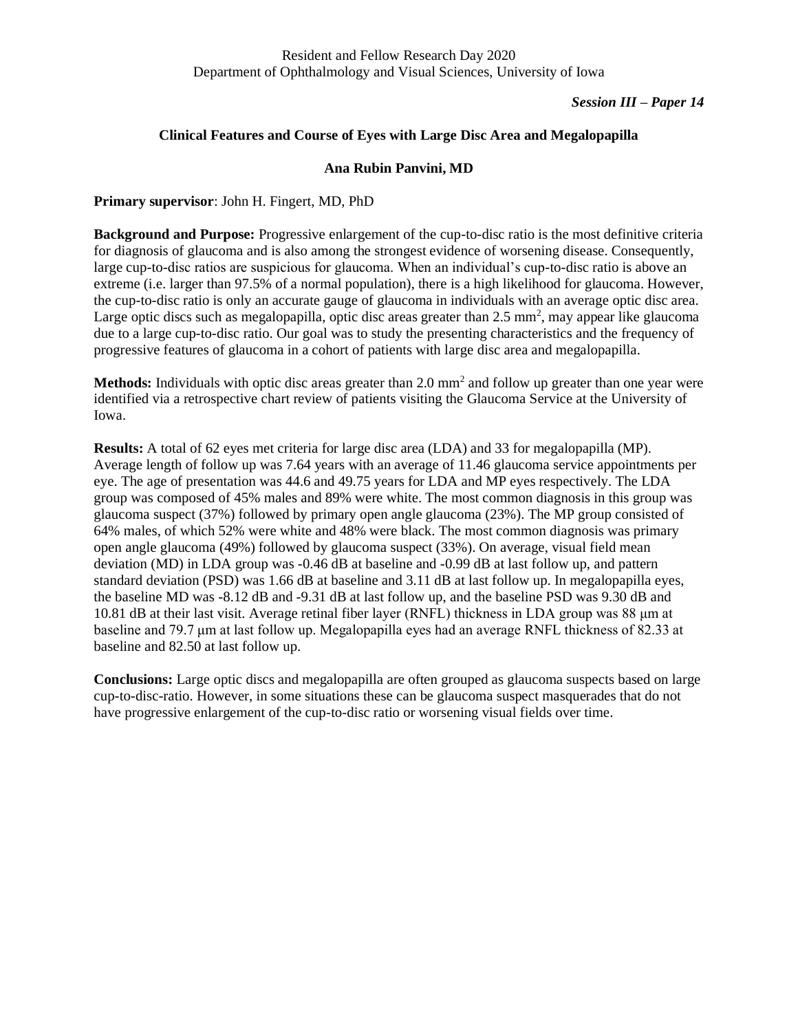Resident and Fellow Research Day 2020
Department of Ophthalmology and Visual Sciences, University of Iowa

***Session III – Paper 14***

## Clinical Features and Course of Eyes with Large Disc Area and Megalopapilla

**Ana Rubin Panvini, MD**

**Primary supervisor**: John H. Fingert, MD, PhD

**Background and Purpose:** Progressive enlargement of the cup-to-disc ratio is the most definitive criteria for diagnosis of glaucoma and is also among the strongest evidence of worsening disease. Consequently, large cup-to-disc ratios are suspicious for glaucoma. When an individual's cup-to-disc ratio is above an extreme (i.e. larger than 97.5% of a normal population), there is a high likelihood for glaucoma. However, the cup-to-disc ratio is only an accurate gauge of glaucoma in individuals with an average optic disc area. Large optic discs such as megalopapilla, optic disc areas greater than 2.5 $mm^2$, may appear like glaucoma due to a large cup-to-disc ratio. Our goal was to study the presenting characteristics and the frequency of progressive features of glaucoma in a cohort of patients with large disc area and megalopapilla.

**Methods:** Individuals with optic disc areas greater than 2.0 $mm^2$ and follow up greater than one year were identified via a retrospective chart review of patients visiting the Glaucoma Service at the University of Iowa.

**Results:** A total of 62 eyes met criteria for large disc area (LDA) and 33 for megalopapilla (MP). Average length of follow up was 7.64 years with an average of 11.46 glaucoma service appointments per eye. The age of presentation was 44.6 and 49.75 years for LDA and MP eyes respectively. The LDA group was composed of 45% males and 89% were white. The most common diagnosis in this group was glaucoma suspect (37%) followed by primary open angle glaucoma (23%). The MP group consisted of 64% males, of which 52% were white and 48% were black. The most common diagnosis was primary open angle glaucoma (49%) followed by glaucoma suspect (33%). On average, visual field mean deviation (MD) in LDA group was -0.46 dB at baseline and -0.99 dB at last follow up, and pattern standard deviation (PSD) was 1.66 dB at baseline and 3.11 dB at last follow up. In megalopapilla eyes, the baseline MD was -8.12 dB and -9.31 dB at last follow up, and the baseline PSD was 9.30 dB and 10.81 dB at their last visit. Average retinal fiber layer (RNFL) thickness in LDA group was 88 μm at baseline and 79.7 μm at last follow up. Megalopapilla eyes had an average RNFL thickness of 82.33 at baseline and 82.50 at last follow up.

**Conclusions:** Large optic discs and megalopapilla are often grouped as glaucoma suspects based on large cup-to-disc-ratio. However, in some situations these can be glaucoma suspect masquerades that do not have progressive enlargement of the cup-to-disc ratio or worsening visual fields over time.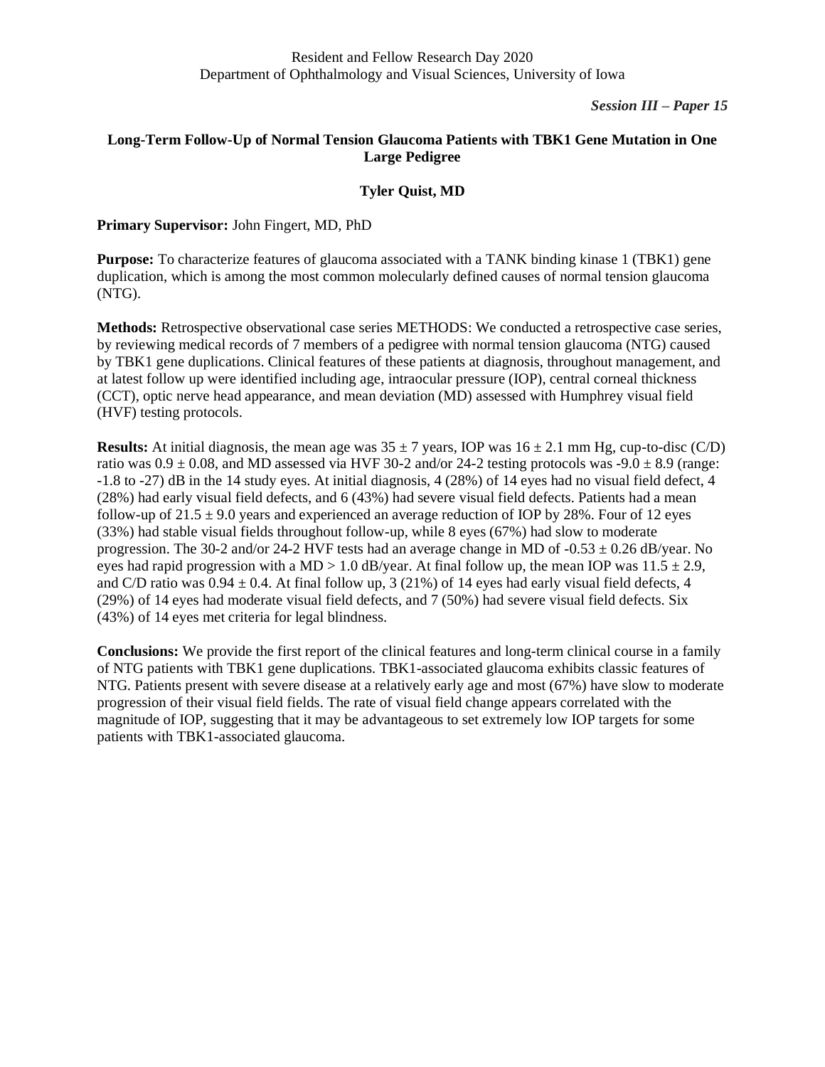Resident and Fellow Research Day 2020
Department of Ophthalmology and Visual Sciences, University of Iowa

*Session III – Paper 15*

## Long-Term Follow-Up of Normal Tension Glaucoma Patients with TBK1 Gene Mutation in One Large Pedigree

**Tyler Quist, MD**

**Primary Supervisor:** John Fingert, MD, PhD

**Purpose:** To characterize features of glaucoma associated with a TANK binding kinase 1 (TBK1) gene duplication, which is among the most common molecularly defined causes of normal tension glaucoma (NTG).

**Methods:** Retrospective observational case series METHODS: We conducted a retrospective case series, by reviewing medical records of 7 members of a pedigree with normal tension glaucoma (NTG) caused by TBK1 gene duplications. Clinical features of these patients at diagnosis, throughout management, and at latest follow up were identified including age, intraocular pressure (IOP), central corneal thickness (CCT), optic nerve head appearance, and mean deviation (MD) assessed with Humphrey visual field (HVF) testing protocols.

**Results:** At initial diagnosis, the mean age was $35 \pm 7$ years, IOP was $16 \pm 2.1$ mm Hg, cup-to-disc (C/D) ratio was $0.9 \pm 0.08$, and MD assessed via HVF 30-2 and/or 24-2 testing protocols was $-9.0 \pm 8.9$ (range: -1.8 to -27) dB in the 14 study eyes. At initial diagnosis, 4 (28%) of 14 eyes had no visual field defect, 4 (28%) had early visual field defects, and 6 (43%) had severe visual field defects. Patients had a mean follow-up of $21.5 \pm 9.0$ years and experienced an average reduction of IOP by 28%. Four of 12 eyes (33%) had stable visual fields throughout follow-up, while 8 eyes (67%) had slow to moderate progression. The 30-2 and/or 24-2 HVF tests had an average change in MD of $-0.53 \pm 0.26$ dB/year. No eyes had rapid progression with a MD $> 1.0$ dB/year. At final follow up, the mean IOP was $11.5 \pm 2.9$, and C/D ratio was $0.94 \pm 0.4$. At final follow up, 3 (21%) of 14 eyes had early visual field defects, 4 (29%) of 14 eyes had moderate visual field defects, and 7 (50%) had severe visual field defects. Six (43%) of 14 eyes met criteria for legal blindness.

**Conclusions:** We provide the first report of the clinical features and long-term clinical course in a family of NTG patients with TBK1 gene duplications. TBK1-associated glaucoma exhibits classic features of NTG. Patients present with severe disease at a relatively early age and most (67%) have slow to moderate progression of their visual field fields. The rate of visual field change appears correlated with the magnitude of IOP, suggesting that it may be advantageous to set extremely low IOP targets for some patients with TBK1-associated glaucoma.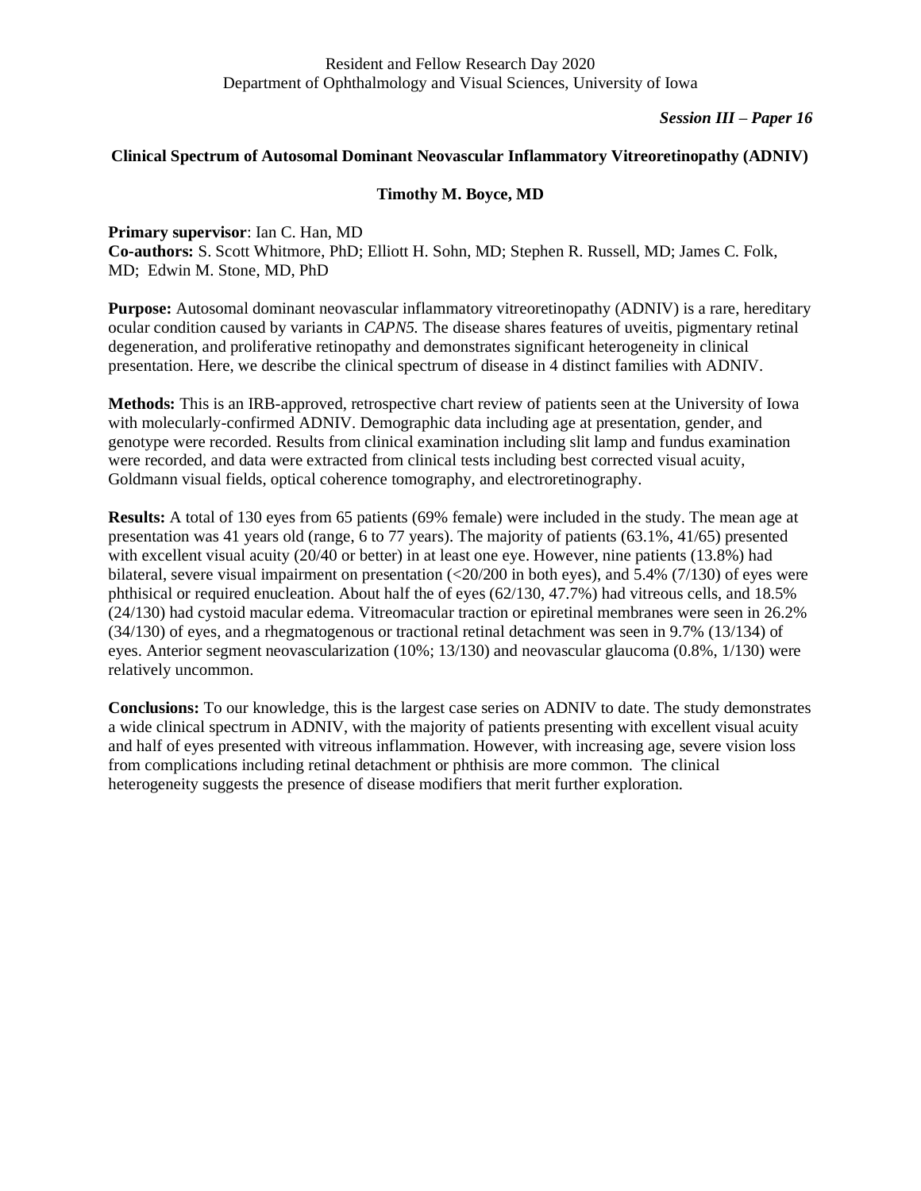*Session III – Paper 16*

## Clinical Spectrum of Autosomal Dominant Neovascular Inflammatory Vitreoretinopathy (ADNIV)

**Timothy M. Boyce, MD**

**Primary supervisor**: Ian C. Han, MD
**Co-authors:** S. Scott Whitmore, PhD; Elliott H. Sohn, MD; Stephen R. Russell, MD; James C. Folk, MD; Edwin M. Stone, MD, PhD

**Purpose:** Autosomal dominant neovascular inflammatory vitreoretinopathy (ADNIV) is a rare, hereditary ocular condition caused by variants in *CAPN5.* The disease shares features of uveitis, pigmentary retinal degeneration, and proliferative retinopathy and demonstrates significant heterogeneity in clinical presentation. Here, we describe the clinical spectrum of disease in 4 distinct families with ADNIV.

**Methods:** This is an IRB-approved, retrospective chart review of patients seen at the University of Iowa with molecularly-confirmed ADNIV. Demographic data including age at presentation, gender, and genotype were recorded. Results from clinical examination including slit lamp and fundus examination were recorded, and data were extracted from clinical tests including best corrected visual acuity, Goldmann visual fields, optical coherence tomography, and electroretinography.

**Results:** A total of 130 eyes from 65 patients (69% female) were included in the study. The mean age at presentation was 41 years old (range, 6 to 77 years). The majority of patients (63.1%, 41/65) presented with excellent visual acuity (20/40 or better) in at least one eye. However, nine patients (13.8%) had bilateral, severe visual impairment on presentation (<20/200 in both eyes), and 5.4% (7/130) of eyes were phthisical or required enucleation. About half the of eyes (62/130, 47.7%) had vitreous cells, and 18.5% (24/130) had cystoid macular edema. Vitreomacular traction or epiretinal membranes were seen in 26.2% (34/130) of eyes, and a rhegmatogenous or tractional retinal detachment was seen in 9.7% (13/134) of eyes. Anterior segment neovascularization (10%; 13/130) and neovascular glaucoma (0.8%, 1/130) were relatively uncommon.

**Conclusions:** To our knowledge, this is the largest case series on ADNIV to date. The study demonstrates a wide clinical spectrum in ADNIV, with the majority of patients presenting with excellent visual acuity and half of eyes presented with vitreous inflammation. However, with increasing age, severe vision loss from complications including retinal detachment or phthisis are more common. The clinical heterogeneity suggests the presence of disease modifiers that merit further exploration.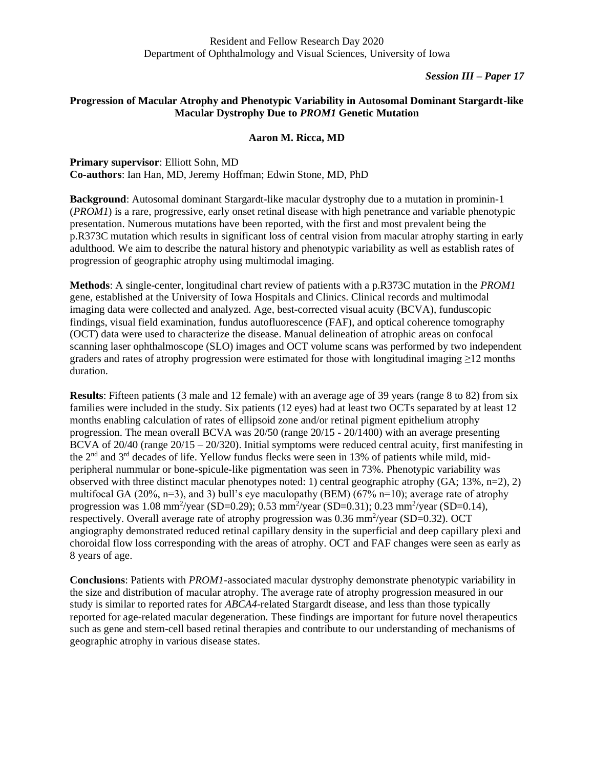*Session III – Paper 17*

# Progression of Macular Atrophy and Phenotypic Variability in Autosomal Dominant Stargardt-like Macular Dystrophy Due to *PROM1* Genetic Mutation

**Aaron M. Ricca, MD**

**Primary supervisor**: Elliott Sohn, MD
**Co-authors**: Ian Han, MD, Jeremy Hoffman; Edwin Stone, MD, PhD

**Background**: Autosomal dominant Stargardt-like macular dystrophy due to a mutation in prominin-1 (*PROM1*) is a rare, progressive, early onset retinal disease with high penetrance and variable phenotypic presentation. Numerous mutations have been reported, with the first and most prevalent being the p.R373C mutation which results in significant loss of central vision from macular atrophy starting in early adulthood. We aim to describe the natural history and phenotypic variability as well as establish rates of progression of geographic atrophy using multimodal imaging.

**Methods**: A single-center, longitudinal chart review of patients with a p.R373C mutation in the *PROM1* gene, established at the University of Iowa Hospitals and Clinics. Clinical records and multimodal imaging data were collected and analyzed. Age, best-corrected visual acuity (BCVA), funduscopic findings, visual field examination, fundus autofluorescence (FAF), and optical coherence tomography (OCT) data were used to characterize the disease. Manual delineation of atrophic areas on confocal scanning laser ophthalmoscope (SLO) images and OCT volume scans was performed by two independent graders and rates of atrophy progression were estimated for those with longitudinal imaging ≥12 months duration.

**Results**: Fifteen patients (3 male and 12 female) with an average age of 39 years (range 8 to 82) from six families were included in the study. Six patients (12 eyes) had at least two OCTs separated by at least 12 months enabling calculation of rates of ellipsoid zone and/or retinal pigment epithelium atrophy progression. The mean overall BCVA was 20/50 (range 20/15 - 20/1400) with an average presenting BCVA of 20/40 (range 20/15 – 20/320). Initial symptoms were reduced central acuity, first manifesting in the 2nd and 3rd decades of life. Yellow fundus flecks were seen in 13% of patients while mild, mid-peripheral nummular or bone-spicule-like pigmentation was seen in 73%. Phenotypic variability was observed with three distinct macular phenotypes noted: 1) central geographic atrophy (GA; 13%, n=2), 2) multifocal GA (20%, n=3), and 3) bull's eye maculopathy (BEM) (67% n=10); average rate of atrophy progression was 1.08 $mm^2$/year (SD=0.29); 0.53 $mm^2$/year (SD=0.31); 0.23 $mm^2$/year (SD=0.14), respectively. Overall average rate of atrophy progression was 0.36 $mm^2$/year (SD=0.32). OCT angiography demonstrated reduced retinal capillary density in the superficial and deep capillary plexi and choroidal flow loss corresponding with the areas of atrophy. OCT and FAF changes were seen as early as 8 years of age.

**Conclusions**: Patients with *PROM1*-associated macular dystrophy demonstrate phenotypic variability in the size and distribution of macular atrophy. The average rate of atrophy progression measured in our study is similar to reported rates for *ABCA4*-related Stargardt disease, and less than those typically reported for age-related macular degeneration. These findings are important for future novel therapeutics such as gene and stem-cell based retinal therapies and contribute to our understanding of mechanisms of geographic atrophy in various disease states.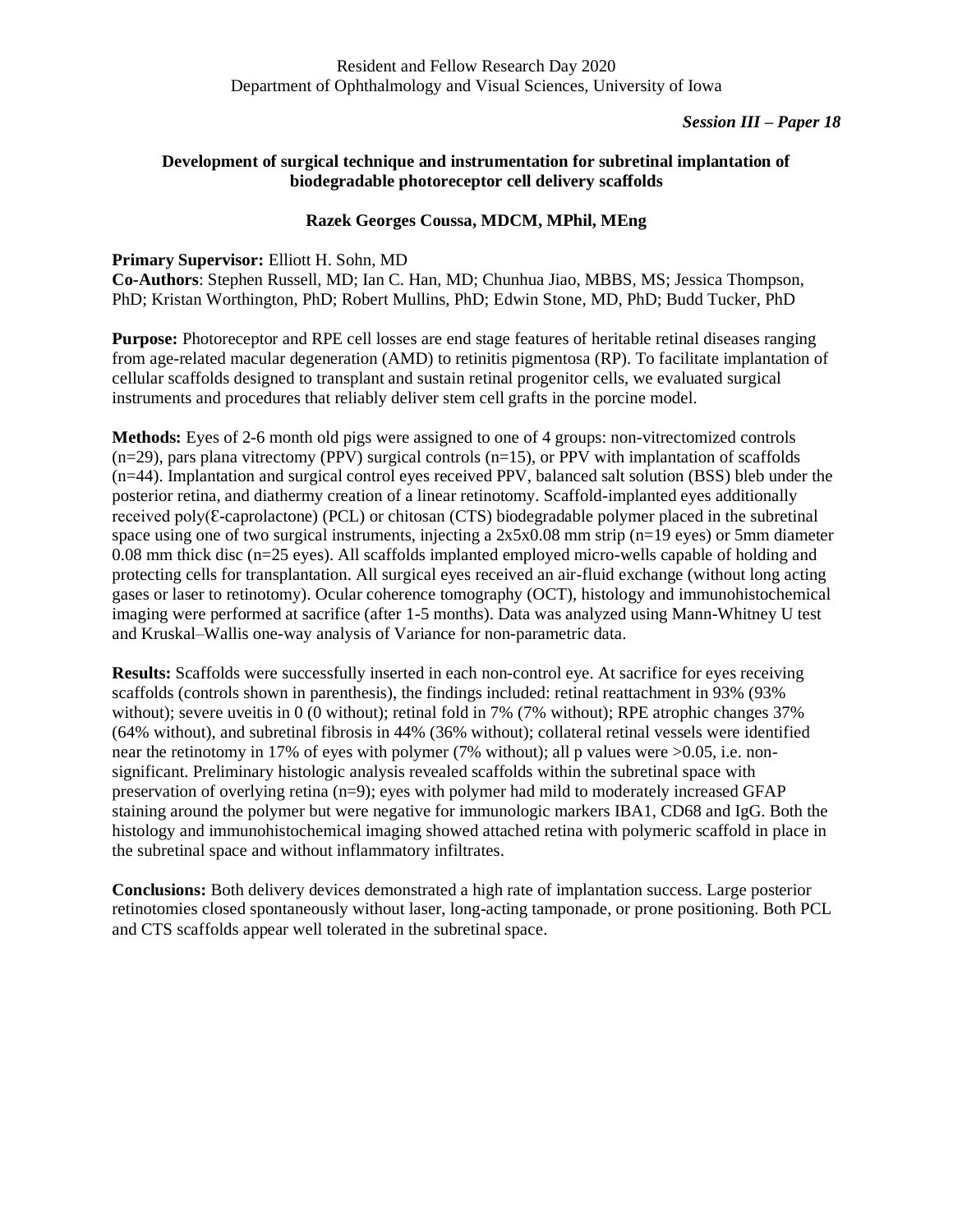*Session III – Paper 18*

## Development of surgical technique and instrumentation for subretinal implantation of biodegradable photoreceptor cell delivery scaffolds

**Razek Georges Coussa, MDCM, MPhil, MEng**

**Primary Supervisor:** Elliott H. Sohn, MD
**Co-Authors**: Stephen Russell, MD; Ian C. Han, MD; Chunhua Jiao, MBBS, MS; Jessica Thompson, PhD; Kristan Worthington, PhD; Robert Mullins, PhD; Edwin Stone, MD, PhD; Budd Tucker, PhD

**Purpose:** Photoreceptor and RPE cell losses are end stage features of heritable retinal diseases ranging from age-related macular degeneration (AMD) to retinitis pigmentosa (RP). To facilitate implantation of cellular scaffolds designed to transplant and sustain retinal progenitor cells, we evaluated surgical instruments and procedures that reliably deliver stem cell grafts in the porcine model.

**Methods:** Eyes of 2-6 month old pigs were assigned to one of 4 groups: non-vitrectomized controls (n=29), pars plana vitrectomy (PPV) surgical controls (n=15), or PPV with implantation of scaffolds (n=44). Implantation and surgical control eyes received PPV, balanced salt solution (BSS) bleb under the posterior retina, and diathermy creation of a linear retinotomy. Scaffold-implanted eyes additionally received poly(Ɛ-caprolactone) (PCL) or chitosan (CTS) biodegradable polymer placed in the subretinal space using one of two surgical instruments, injecting a 2x5x0.08 mm strip (n=19 eyes) or 5mm diameter 0.08 mm thick disc (n=25 eyes). All scaffolds implanted employed micro-wells capable of holding and protecting cells for transplantation. All surgical eyes received an air-fluid exchange (without long acting gases or laser to retinotomy). Ocular coherence tomography (OCT), histology and immunohistochemical imaging were performed at sacrifice (after 1-5 months). Data was analyzed using Mann-Whitney U test and Kruskal–Wallis one-way analysis of Variance for non-parametric data.

**Results:** Scaffolds were successfully inserted in each non-control eye. At sacrifice for eyes receiving scaffolds (controls shown in parenthesis), the findings included: retinal reattachment in 93% (93% without); severe uveitis in 0 (0 without); retinal fold in 7% (7% without); RPE atrophic changes 37% (64% without), and subretinal fibrosis in 44% (36% without); collateral retinal vessels were identified near the retinotomy in 17% of eyes with polymer (7% without); all p values were >0.05, i.e. non-significant. Preliminary histologic analysis revealed scaffolds within the subretinal space with preservation of overlying retina (n=9); eyes with polymer had mild to moderately increased GFAP staining around the polymer but were negative for immunologic markers IBA1, CD68 and IgG. Both the histology and immunohistochemical imaging showed attached retina with polymeric scaffold in place in the subretinal space and without inflammatory infiltrates.

**Conclusions:** Both delivery devices demonstrated a high rate of implantation success. Large posterior retinotomies closed spontaneously without laser, long-acting tamponade, or prone positioning. Both PCL and CTS scaffolds appear well tolerated in the subretinal space.